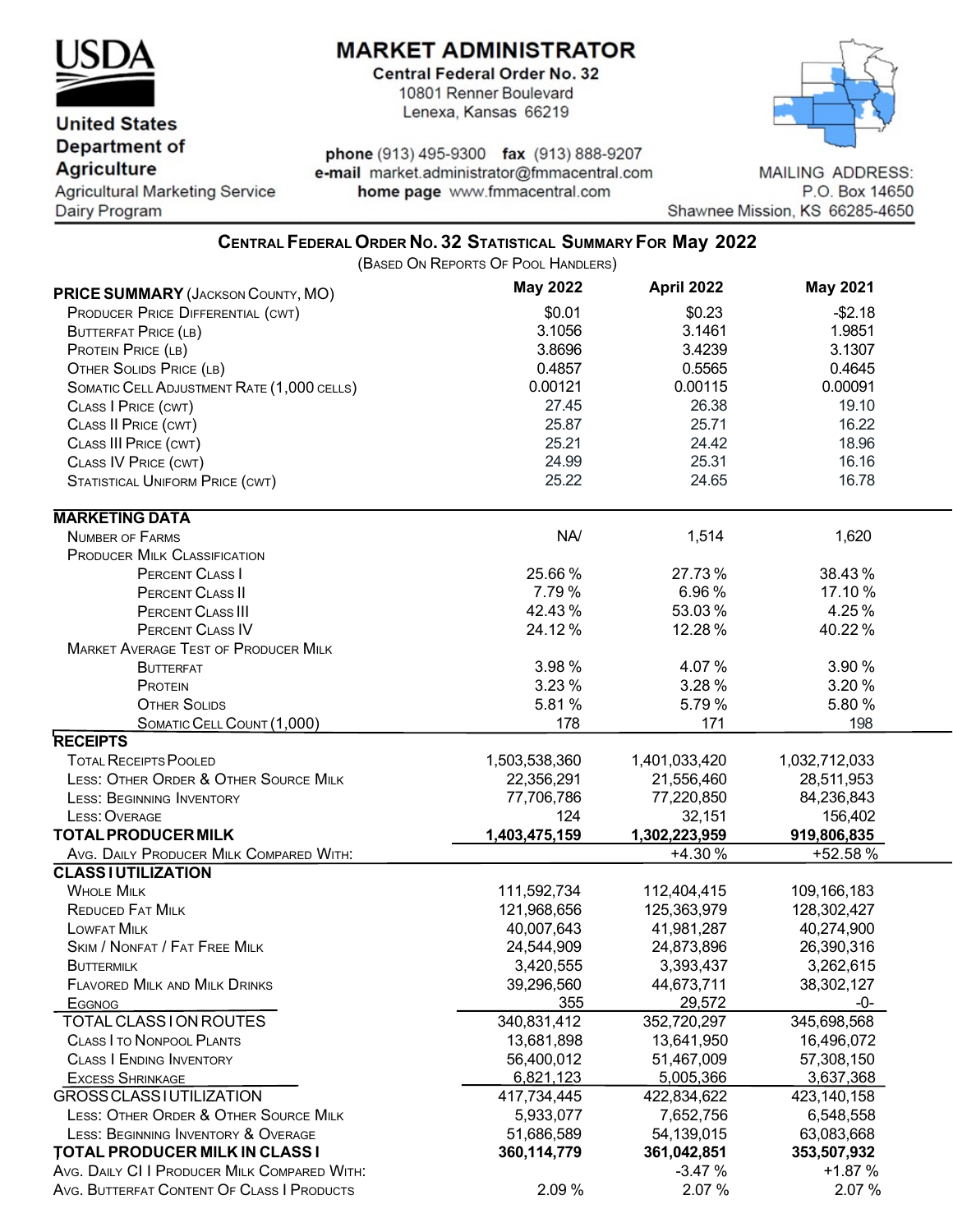# USDA

United States Department of Agriculture
Agricultural Marketing Service
Dairy Program

## MARKET ADMINISTRATOR

**Central Federal Order No. 32**
10801 Renner Boulevard
Lenexa, Kansas 66219

**phone** (913) 495-9300 **fax** (913) 888-9207
**e-mail** market.administrator@fmmacentral.com
**home page** www.fmmacentral.com

MAILING ADDRESS:
P.O. Box 14650
Shawnee Mission, KS 66285-4650

## CENTRAL FEDERAL ORDER NO. 32 STATISTICAL SUMMARY FOR May 2022

(BASED ON REPORTS OF POOL HANDLERS)

| **PRICE SUMMARY** (JACKSON COUNTY, MO) | **May 2022** | **April 2022** | **May 2021** |
|---|---|---|---|
| PRODUCER PRICE DIFFERENTIAL (CWT) | $0.01 | $0.23 | -$2.18 |
| BUTTERFAT PRICE (LB) | 3.1056 | 3.1461 | 1.9851 |
| PROTEIN PRICE (LB) | 3.8696 | 3.4239 | 3.1307 |
| OTHER SOLIDS PRICE (LB) | 0.4857 | 0.5565 | 0.4645 |
| SOMATIC CELL ADJUSTMENT RATE (1,000 CELLS) | 0.00121 | 0.00115 | 0.00091 |
| CLASS I PRICE (CWT) | 27.45 | 26.38 | 19.10 |
| CLASS II PRICE (CWT) | 25.87 | 25.71 | 16.22 |
| CLASS III PRICE (CWT) | 25.21 | 24.42 | 18.96 |
| CLASS IV PRICE (CWT) | 24.99 | 25.31 | 16.16 |
| STATISTICAL UNIFORM PRICE (CWT) | 25.22 | 24.65 | 16.78 |
| **MARKETING DATA** | | | |
| NUMBER OF FARMS | NA/ | 1,514 | 1,620 |
| PRODUCER MILK CLASSIFICATION | | | |
| PERCENT CLASS I | 25.66 % | 27.73 % | 38.43 % |
| PERCENT CLASS II | 7.79 % | 6.96 % | 17.10 % |
| PERCENT CLASS III | 42.43 % | 53.03 % | 4.25 % |
| PERCENT CLASS IV | 24.12 % | 12.28 % | 40.22 % |
| MARKET AVERAGE TEST OF PRODUCER MILK | | | |
| BUTTERFAT | 3.98 % | 4.07 % | 3.90 % |
| PROTEIN | 3.23 % | 3.28 % | 3.20 % |
| OTHER SOLIDS | 5.81 % | 5.79 % | 5.80 % |
| SOMATIC CELL COUNT (1,000) | 178 | 171 | 198 |
| **RECEIPTS** | | | |
| TOTAL RECEIPTS POOLED | 1,503,538,360 | 1,401,033,420 | 1,032,712,033 |
| LESS: OTHER ORDER & OTHER SOURCE MILK | 22,356,291 | 21,556,460 | 28,511,953 |
| LESS: BEGINNING INVENTORY | 77,706,786 | 77,220,850 | 84,236,843 |
| LESS: OVERAGE | 124 | 32,151 | 156,402 |
| **TOTAL PRODUCER MILK** | **1,403,475,159** | **1,302,223,959** | **919,806,835** |
| AVG. DAILY PRODUCER MILK COMPARED WITH: | | +4.30 % | +52.58 % |
| **CLASS I UTILIZATION** | | | |
| WHOLE MILK | 111,592,734 | 112,404,415 | 109,166,183 |
| REDUCED FAT MILK | 121,968,656 | 125,363,979 | 128,302,427 |
| LOWFAT MILK | 40,007,643 | 41,981,287 | 40,274,900 |
| SKIM / NONFAT / FAT FREE MILK | 24,544,909 | 24,873,896 | 26,390,316 |
| BUTTERMILK | 3,420,555 | 3,393,437 | 3,262,615 |
| FLAVORED MILK AND MILK DRINKS | 39,296,560 | 44,673,711 | 38,302,127 |
| EGGNOG | 355 | 29,572 | -0- |
| TOTAL CLASS I ON ROUTES | 340,831,412 | 352,720,297 | 345,698,568 |
| CLASS I TO NONPOOL PLANTS | 13,681,898 | 13,641,950 | 16,496,072 |
| CLASS I ENDING INVENTORY | 56,400,012 | 51,467,009 | 57,308,150 |
| EXCESS SHRINKAGE | 6,821,123 | 5,005,366 | 3,637,368 |
| GROSS CLASS I UTILIZATION | 417,734,445 | 422,834,622 | 423,140,158 |
| LESS: OTHER ORDER & OTHER SOURCE MILK | 5,933,077 | 7,652,756 | 6,548,558 |
| LESS: BEGINNING INVENTORY & OVERAGE | 51,686,589 | 54,139,015 | 63,083,668 |
| **TOTAL PRODUCER MILK IN CLASS I** | **360,114,779** | **361,042,851** | **353,507,932** |
| AVG. DAILY CI I PRODUCER MILK COMPARED WITH: | | -3.47 % | +1.87 % |
| AVG. BUTTERFAT CONTENT OF CLASS I PRODUCTS | 2.09 % | 2.07 % | 2.07 % |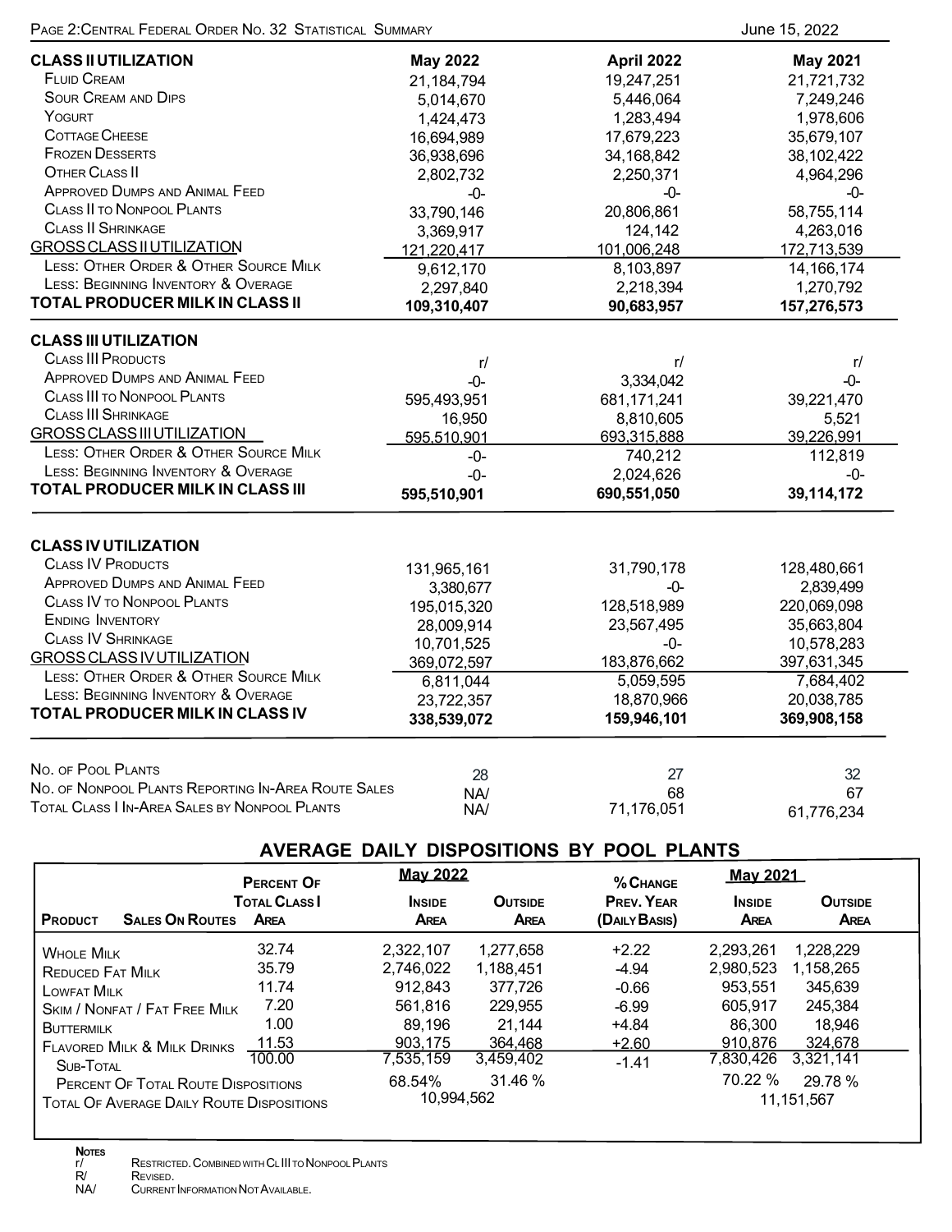| Class II Utilization | May 2022 | April 2022 | May 2021 |
|---|---|---|---|
| Fluid Cream | 21,184,794 | 19,247,251 | 21,721,732 |
| Sour Cream and Dips | 5,014,670 | 5,446,064 | 7,249,246 |
| Yogurt | 1,424,473 | 1,283,494 | 1,978,606 |
| Cottage Cheese | 16,694,989 | 17,679,223 | 35,679,107 |
| Frozen Desserts | 36,938,696 | 34,168,842 | 38,102,422 |
| Other Class II | 2,802,732 | 2,250,371 | 4,964,296 |
| Approved Dumps and Animal Feed | -0- | -0- | -0- |
| Class II to Nonpool Plants | 33,790,146 | 20,806,861 | 58,755,114 |
| Class II Shrinkage | 3,369,917 | 124,142 | 4,263,016 |
| Gross Class II Utilization | 121,220,417 | 101,006,248 | 172,713,539 |
| Less: Other Order & Other Source Milk | 9,612,170 | 8,103,897 | 14,166,174 |
| Less: Beginning Inventory & Overage | 2,297,840 | 2,218,394 | 1,270,792 |
| **Total Producer Milk in Class II** | **109,310,407** | **90,683,957** | **157,276,573** |

| Class III Utilization | May 2022 | April 2022 | May 2021 |
|---|---|---|---|
| Class III Products | r/ | r/ | r/ |
| Approved Dumps and Animal Feed | -0- | 3,334,042 | -0- |
| Class III to Nonpool Plants | 595,493,951 | 681,171,241 | 39,221,470 |
| Class III Shrinkage | 16,950 | 8,810,605 | 5,521 |
| Gross Class III Utilization | 595,510,901 | 693,315,888 | 39,226,991 |
| Less: Other Order & Other Source Milk | -0- | 740,212 | 112,819 |
| Less: Beginning Inventory & Overage | -0- | 2,024,626 | -0- |
| **Total Producer Milk in Class III** | **595,510,901** | **690,551,050** | **39,114,172** |

| Class IV Utilization | May 2022 | April 2022 | May 2021 |
|---|---|---|---|
| Class IV Products | 131,965,161 | 31,790,178 | 128,480,661 |
| Approved Dumps and Animal Feed | 3,380,677 | -0- | 2,839,499 |
| Class IV to Nonpool Plants | 195,015,320 | 128,518,989 | 220,069,098 |
| Ending Inventory | 28,009,914 | 23,567,495 | 35,663,804 |
| Class IV Shrinkage | 10,701,525 | -0- | 10,578,283 |
| Gross Class IV Utilization | 369,072,597 | 183,876,662 | 397,631,345 |
| Less: Other Order & Other Source Milk | 6,811,044 | 5,059,595 | 7,684,402 |
| Less: Beginning Inventory & Overage | 23,722,357 | 18,870,966 | 20,038,785 |
| **Total Producer Milk in Class IV** | **338,539,072** | **159,946,101** | **369,908,158** |

| | May 2022 | April 2022 | May 2021 |
|---|---|---|---|
| No. of Pool Plants | 28 | 27 | 32 |
| No. of Nonpool Plants Reporting In-Area Route Sales | NA/ | 68 | 67 |
| Total Class I In-Area Sales by Nonpool Plants | NA/ | 71,176,051 | 61,776,234 |

## AVERAGE DAILY DISPOSITIONS BY POOL PLANTS

| Product Sales On Routes | Percent Of Total Class I Area | May 2022 Inside Area | May 2022 Outside Area | % Change Prev. Year (Daily Basis) | May 2021 Inside Area | May 2021 Outside Area |
|---|---|---|---|---|---|---|
| Whole Milk | 32.74 | 2,322,107 | 1,277,658 | +2.22 | 2,293,261 | 1,228,229 |
| Reduced Fat Milk | 35.79 | 2,746,022 | 1,188,451 | -4.94 | 2,980,523 | 1,158,265 |
| Lowfat Milk | 11.74 | 912,843 | 377,726 | -0.66 | 953,551 | 345,639 |
| Skim / Nonfat / Fat Free Milk | 7.20 | 561,816 | 229,955 | -6.99 | 605,917 | 245,384 |
| Buttermilk | 1.00 | 89,196 | 21,144 | +4.84 | 86,300 | 18,946 |
| Flavored Milk & Milk Drinks | 11.53 | 903,175 | 364,468 | +2.60 | 910,876 | 324,678 |
| Sub-Total | 100.00 | 7,535,159 | 3,459,402 | -1.41 | 7,830,426 | 3,321,141 |
| Percent Of Total Route Dispositions | | 68.54% | 31.46 % | | 70.22 % | 29.78 % |
| Total Of Average Daily Route Dispositions | | 10,994,562 | | | 11,151,567 | |

**Notes**

r/ Restricted. Combined with Cl III to Nonpool Plants

R/ Revised.

NA/ Current Information Not Available.